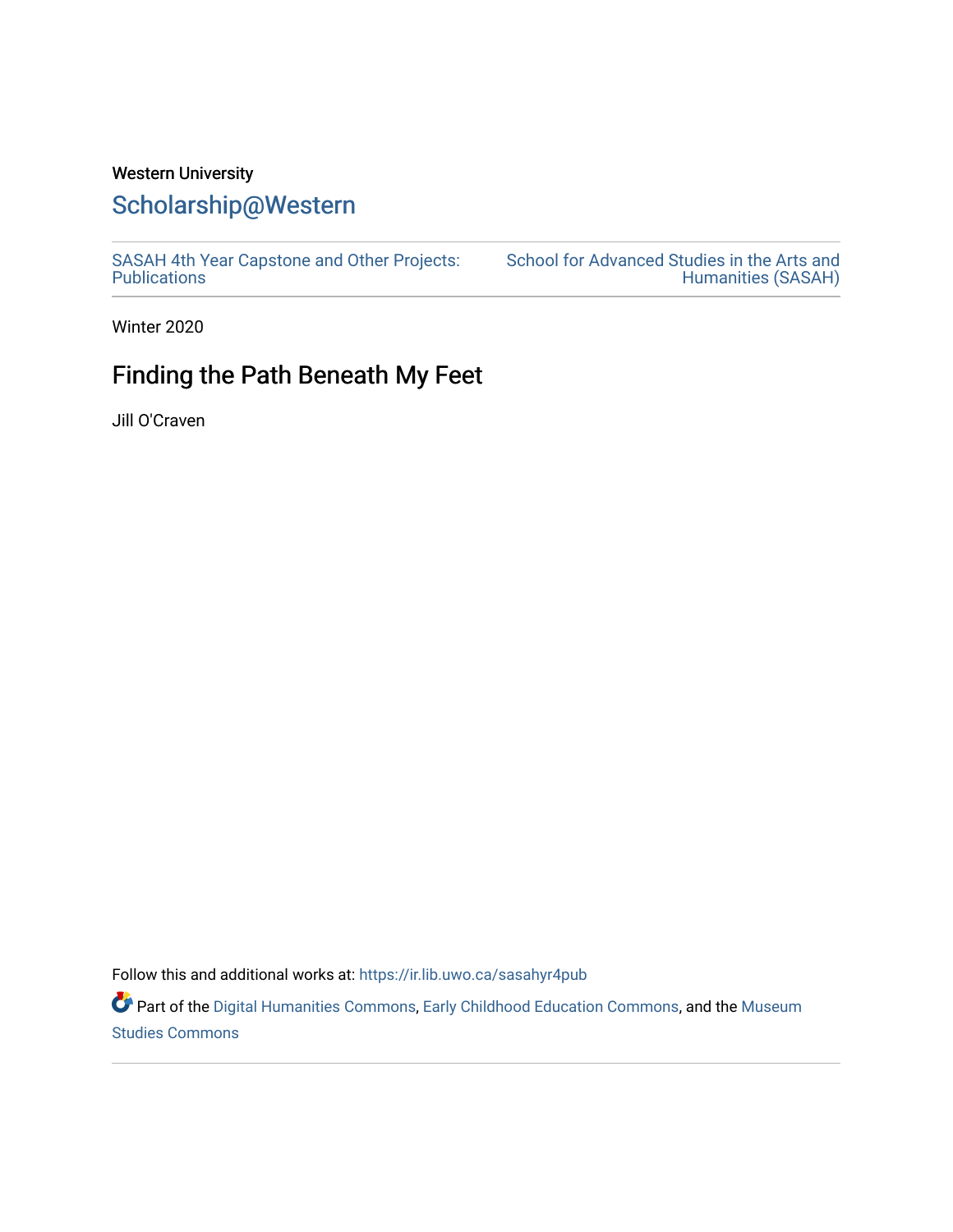Western University

# Scholarship@Western

SASAH 4th Year Capstone and Other Projects: Publications

School for Advanced Studies in the Arts and Humanities (SASAH)

Winter 2020

## Finding the Path Beneath My Feet

Jill O'Craven

Follow this and additional works at: https://ir.lib.uwo.ca/sasahyr4pub

Part of the Digital Humanities Commons, Early Childhood Education Commons, and the Museum Studies Commons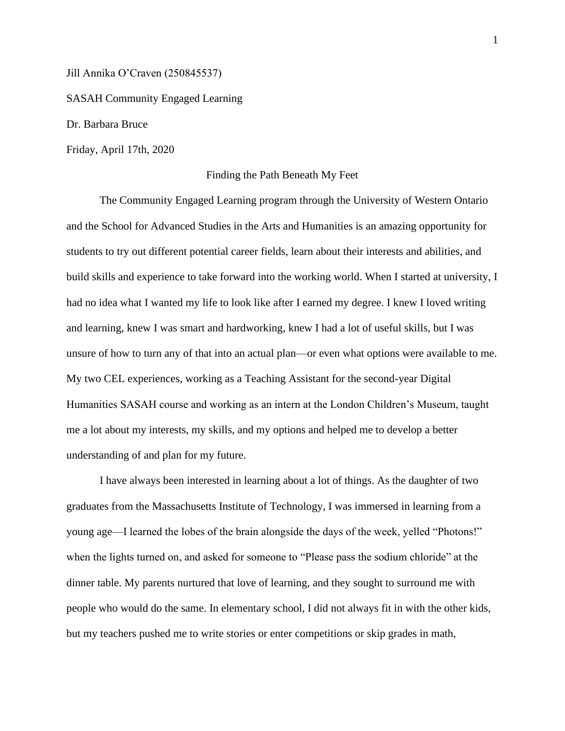Jill Annika O'Craven (250845537)

SASAH Community Engaged Learning

Dr. Barbara Bruce

Friday, April 17th, 2020

# Finding the Path Beneath My Feet

The Community Engaged Learning program through the University of Western Ontario and the School for Advanced Studies in the Arts and Humanities is an amazing opportunity for students to try out different potential career fields, learn about their interests and abilities, and build skills and experience to take forward into the working world. When I started at university, I had no idea what I wanted my life to look like after I earned my degree. I knew I loved writing and learning, knew I was smart and hardworking, knew I had a lot of useful skills, but I was unsure of how to turn any of that into an actual plan—or even what options were available to me. My two CEL experiences, working as a Teaching Assistant for the second-year Digital Humanities SASAH course and working as an intern at the London Children's Museum, taught me a lot about my interests, my skills, and my options and helped me to develop a better understanding of and plan for my future.

I have always been interested in learning about a lot of things. As the daughter of two graduates from the Massachusetts Institute of Technology, I was immersed in learning from a young age—I learned the lobes of the brain alongside the days of the week, yelled "Photons!" when the lights turned on, and asked for someone to "Please pass the sodium chloride" at the dinner table. My parents nurtured that love of learning, and they sought to surround me with people who would do the same. In elementary school, I did not always fit in with the other kids, but my teachers pushed me to write stories or enter competitions or skip grades in math,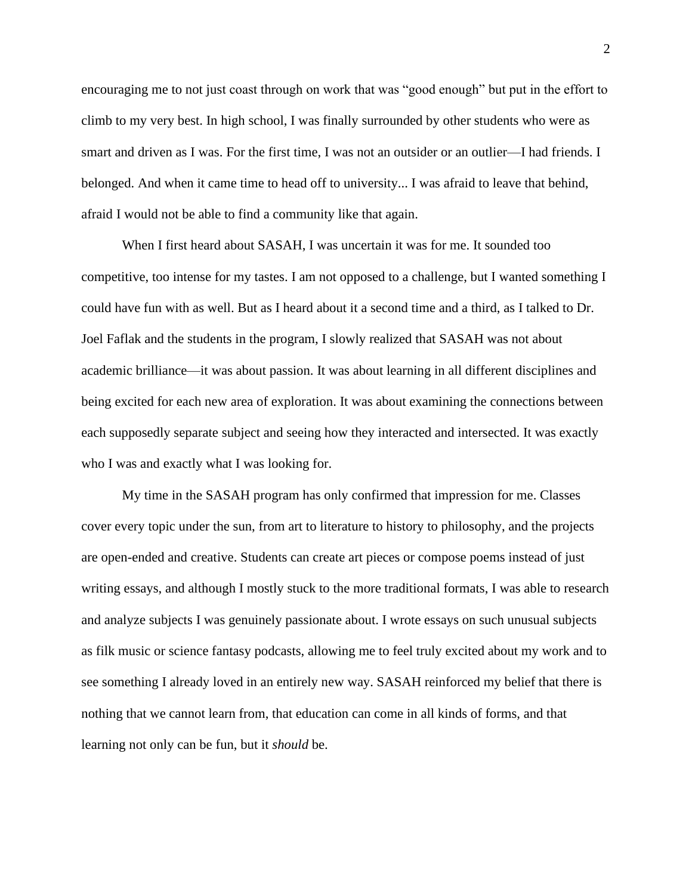encouraging me to not just coast through on work that was "good enough" but put in the effort to climb to my very best. In high school, I was finally surrounded by other students who were as smart and driven as I was. For the first time, I was not an outsider or an outlier—I had friends. I belonged. And when it came time to head off to university... I was afraid to leave that behind, afraid I would not be able to find a community like that again.

When I first heard about SASAH, I was uncertain it was for me. It sounded too competitive, too intense for my tastes. I am not opposed to a challenge, but I wanted something I could have fun with as well. But as I heard about it a second time and a third, as I talked to Dr. Joel Faflak and the students in the program, I slowly realized that SASAH was not about academic brilliance—it was about passion. It was about learning in all different disciplines and being excited for each new area of exploration. It was about examining the connections between each supposedly separate subject and seeing how they interacted and intersected. It was exactly who I was and exactly what I was looking for.

My time in the SASAH program has only confirmed that impression for me. Classes cover every topic under the sun, from art to literature to history to philosophy, and the projects are open-ended and creative. Students can create art pieces or compose poems instead of just writing essays, and although I mostly stuck to the more traditional formats, I was able to research and analyze subjects I was genuinely passionate about. I wrote essays on such unusual subjects as filk music or science fantasy podcasts, allowing me to feel truly excited about my work and to see something I already loved in an entirely new way. SASAH reinforced my belief that there is nothing that we cannot learn from, that education can come in all kinds of forms, and that learning not only can be fun, but it *should* be.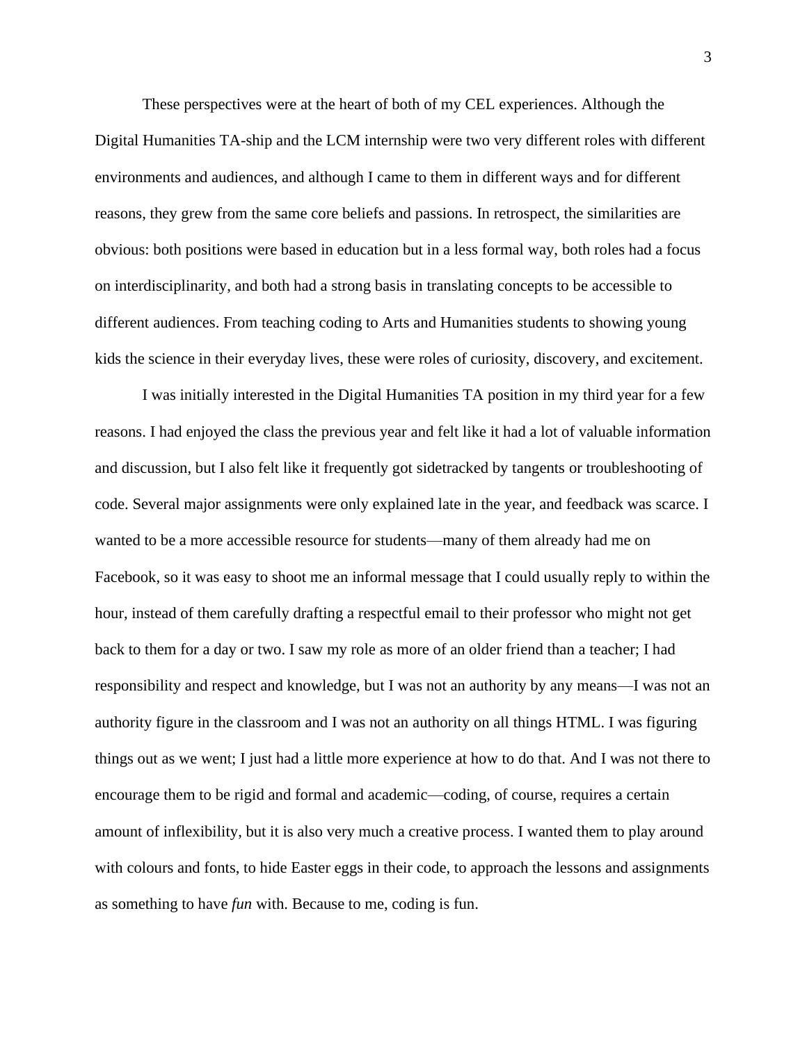These perspectives were at the heart of both of my CEL experiences. Although the Digital Humanities TA-ship and the LCM internship were two very different roles with different environments and audiences, and although I came to them in different ways and for different reasons, they grew from the same core beliefs and passions. In retrospect, the similarities are obvious: both positions were based in education but in a less formal way, both roles had a focus on interdisciplinarity, and both had a strong basis in translating concepts to be accessible to different audiences. From teaching coding to Arts and Humanities students to showing young kids the science in their everyday lives, these were roles of curiosity, discovery, and excitement.

I was initially interested in the Digital Humanities TA position in my third year for a few reasons. I had enjoyed the class the previous year and felt like it had a lot of valuable information and discussion, but I also felt like it frequently got sidetracked by tangents or troubleshooting of code. Several major assignments were only explained late in the year, and feedback was scarce. I wanted to be a more accessible resource for students—many of them already had me on Facebook, so it was easy to shoot me an informal message that I could usually reply to within the hour, instead of them carefully drafting a respectful email to their professor who might not get back to them for a day or two. I saw my role as more of an older friend than a teacher; I had responsibility and respect and knowledge, but I was not an authority by any means—I was not an authority figure in the classroom and I was not an authority on all things HTML. I was figuring things out as we went; I just had a little more experience at how to do that. And I was not there to encourage them to be rigid and formal and academic—coding, of course, requires a certain amount of inflexibility, but it is also very much a creative process. I wanted them to play around with colours and fonts, to hide Easter eggs in their code, to approach the lessons and assignments as something to have *fun* with. Because to me, coding is fun.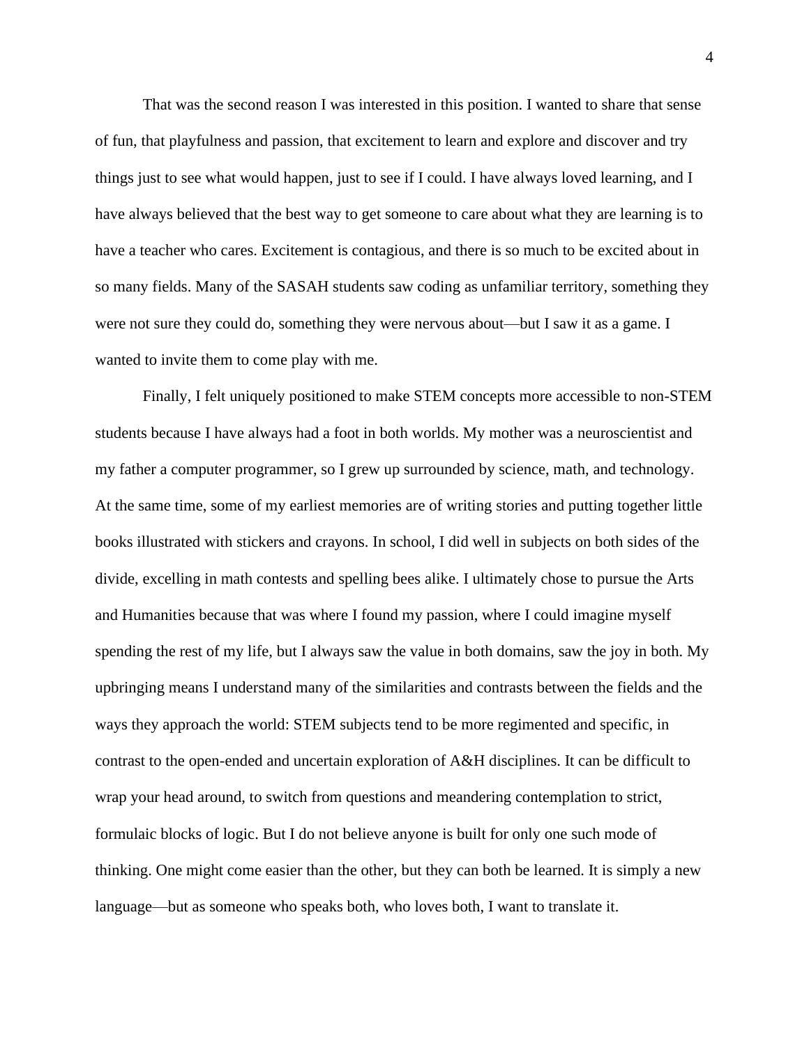That was the second reason I was interested in this position. I wanted to share that sense of fun, that playfulness and passion, that excitement to learn and explore and discover and try things just to see what would happen, just to see if I could. I have always loved learning, and I have always believed that the best way to get someone to care about what they are learning is to have a teacher who cares. Excitement is contagious, and there is so much to be excited about in so many fields. Many of the SASAH students saw coding as unfamiliar territory, something they were not sure they could do, something they were nervous about—but I saw it as a game. I wanted to invite them to come play with me.

Finally, I felt uniquely positioned to make STEM concepts more accessible to non-STEM students because I have always had a foot in both worlds. My mother was a neuroscientist and my father a computer programmer, so I grew up surrounded by science, math, and technology. At the same time, some of my earliest memories are of writing stories and putting together little books illustrated with stickers and crayons. In school, I did well in subjects on both sides of the divide, excelling in math contests and spelling bees alike. I ultimately chose to pursue the Arts and Humanities because that was where I found my passion, where I could imagine myself spending the rest of my life, but I always saw the value in both domains, saw the joy in both. My upbringing means I understand many of the similarities and contrasts between the fields and the ways they approach the world: STEM subjects tend to be more regimented and specific, in contrast to the open-ended and uncertain exploration of A&H disciplines. It can be difficult to wrap your head around, to switch from questions and meandering contemplation to strict, formulaic blocks of logic. But I do not believe anyone is built for only one such mode of thinking. One might come easier than the other, but they can both be learned. It is simply a new language—but as someone who speaks both, who loves both, I want to translate it.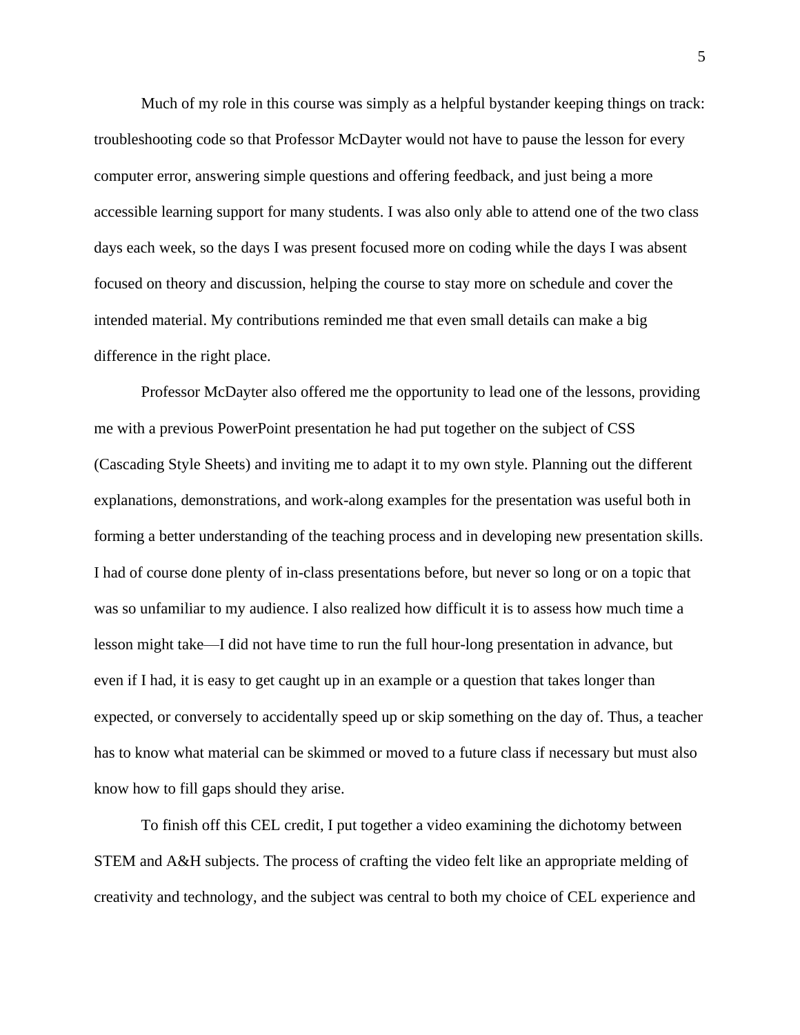Much of my role in this course was simply as a helpful bystander keeping things on track: troubleshooting code so that Professor McDayter would not have to pause the lesson for every computer error, answering simple questions and offering feedback, and just being a more accessible learning support for many students. I was also only able to attend one of the two class days each week, so the days I was present focused more on coding while the days I was absent focused on theory and discussion, helping the course to stay more on schedule and cover the intended material. My contributions reminded me that even small details can make a big difference in the right place.

Professor McDayter also offered me the opportunity to lead one of the lessons, providing me with a previous PowerPoint presentation he had put together on the subject of CSS (Cascading Style Sheets) and inviting me to adapt it to my own style. Planning out the different explanations, demonstrations, and work-along examples for the presentation was useful both in forming a better understanding of the teaching process and in developing new presentation skills. I had of course done plenty of in-class presentations before, but never so long or on a topic that was so unfamiliar to my audience. I also realized how difficult it is to assess how much time a lesson might take—I did not have time to run the full hour-long presentation in advance, but even if I had, it is easy to get caught up in an example or a question that takes longer than expected, or conversely to accidentally speed up or skip something on the day of. Thus, a teacher has to know what material can be skimmed or moved to a future class if necessary but must also know how to fill gaps should they arise.

To finish off this CEL credit, I put together a video examining the dichotomy between STEM and A&H subjects. The process of crafting the video felt like an appropriate melding of creativity and technology, and the subject was central to both my choice of CEL experience and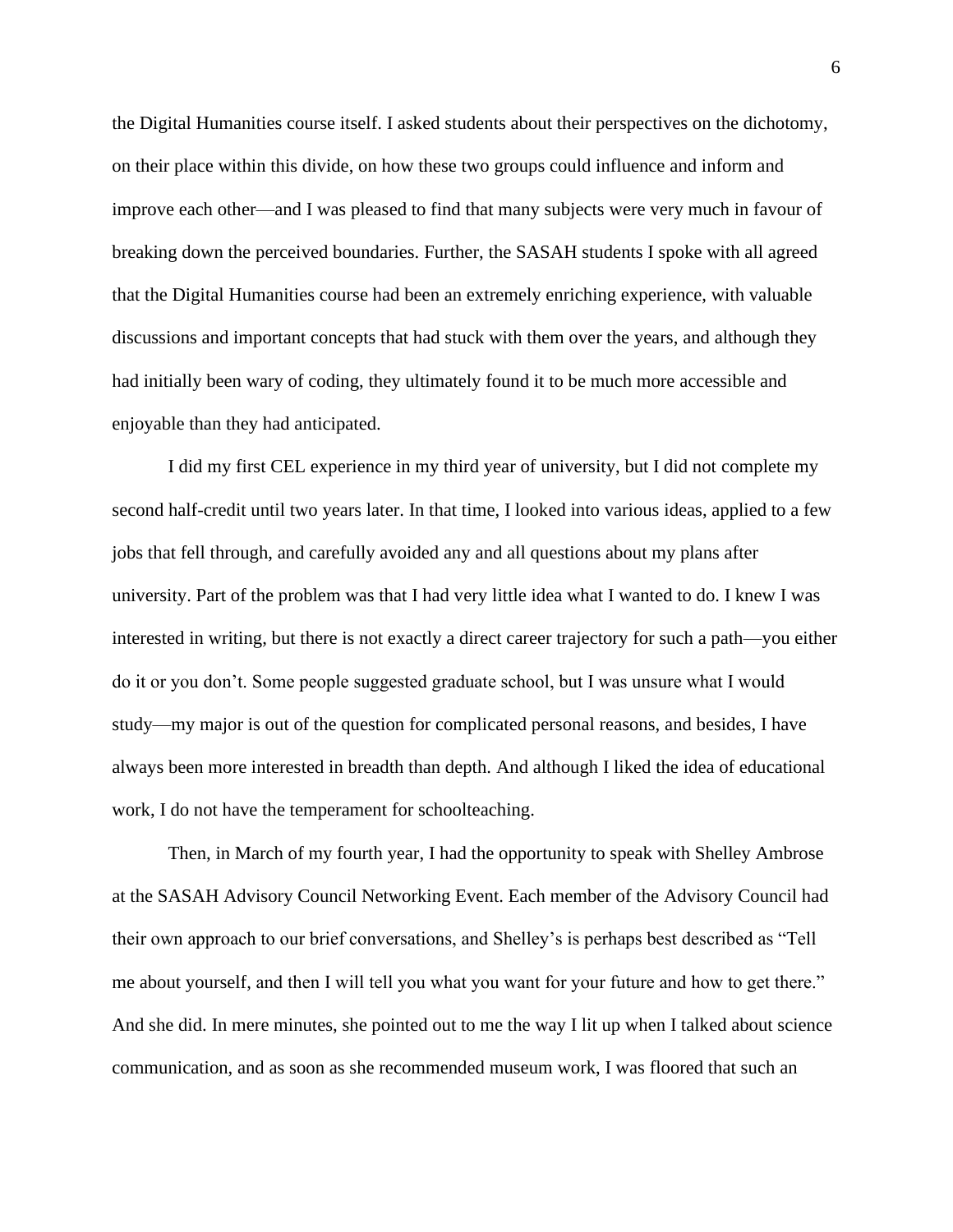the Digital Humanities course itself. I asked students about their perspectives on the dichotomy, on their place within this divide, on how these two groups could influence and inform and improve each other—and I was pleased to find that many subjects were very much in favour of breaking down the perceived boundaries. Further, the SASAH students I spoke with all agreed that the Digital Humanities course had been an extremely enriching experience, with valuable discussions and important concepts that had stuck with them over the years, and although they had initially been wary of coding, they ultimately found it to be much more accessible and enjoyable than they had anticipated.

I did my first CEL experience in my third year of university, but I did not complete my second half-credit until two years later. In that time, I looked into various ideas, applied to a few jobs that fell through, and carefully avoided any and all questions about my plans after university. Part of the problem was that I had very little idea what I wanted to do. I knew I was interested in writing, but there is not exactly a direct career trajectory for such a path—you either do it or you don't. Some people suggested graduate school, but I was unsure what I would study—my major is out of the question for complicated personal reasons, and besides, I have always been more interested in breadth than depth. And although I liked the idea of educational work, I do not have the temperament for schoolteaching.

Then, in March of my fourth year, I had the opportunity to speak with Shelley Ambrose at the SASAH Advisory Council Networking Event. Each member of the Advisory Council had their own approach to our brief conversations, and Shelley's is perhaps best described as "Tell me about yourself, and then I will tell you what you want for your future and how to get there." And she did. In mere minutes, she pointed out to me the way I lit up when I talked about science communication, and as soon as she recommended museum work, I was floored that such an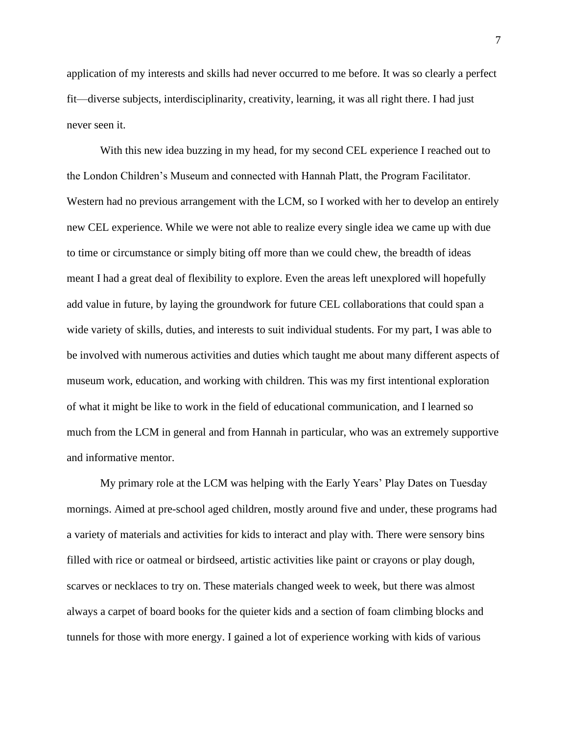application of my interests and skills had never occurred to me before. It was so clearly a perfect fit—diverse subjects, interdisciplinarity, creativity, learning, it was all right there. I had just never seen it.

With this new idea buzzing in my head, for my second CEL experience I reached out to the London Children's Museum and connected with Hannah Platt, the Program Facilitator. Western had no previous arrangement with the LCM, so I worked with her to develop an entirely new CEL experience. While we were not able to realize every single idea we came up with due to time or circumstance or simply biting off more than we could chew, the breadth of ideas meant I had a great deal of flexibility to explore. Even the areas left unexplored will hopefully add value in future, by laying the groundwork for future CEL collaborations that could span a wide variety of skills, duties, and interests to suit individual students. For my part, I was able to be involved with numerous activities and duties which taught me about many different aspects of museum work, education, and working with children. This was my first intentional exploration of what it might be like to work in the field of educational communication, and I learned so much from the LCM in general and from Hannah in particular, who was an extremely supportive and informative mentor.

My primary role at the LCM was helping with the Early Years' Play Dates on Tuesday mornings. Aimed at pre-school aged children, mostly around five and under, these programs had a variety of materials and activities for kids to interact and play with. There were sensory bins filled with rice or oatmeal or birdseed, artistic activities like paint or crayons or play dough, scarves or necklaces to try on. These materials changed week to week, but there was almost always a carpet of board books for the quieter kids and a section of foam climbing blocks and tunnels for those with more energy. I gained a lot of experience working with kids of various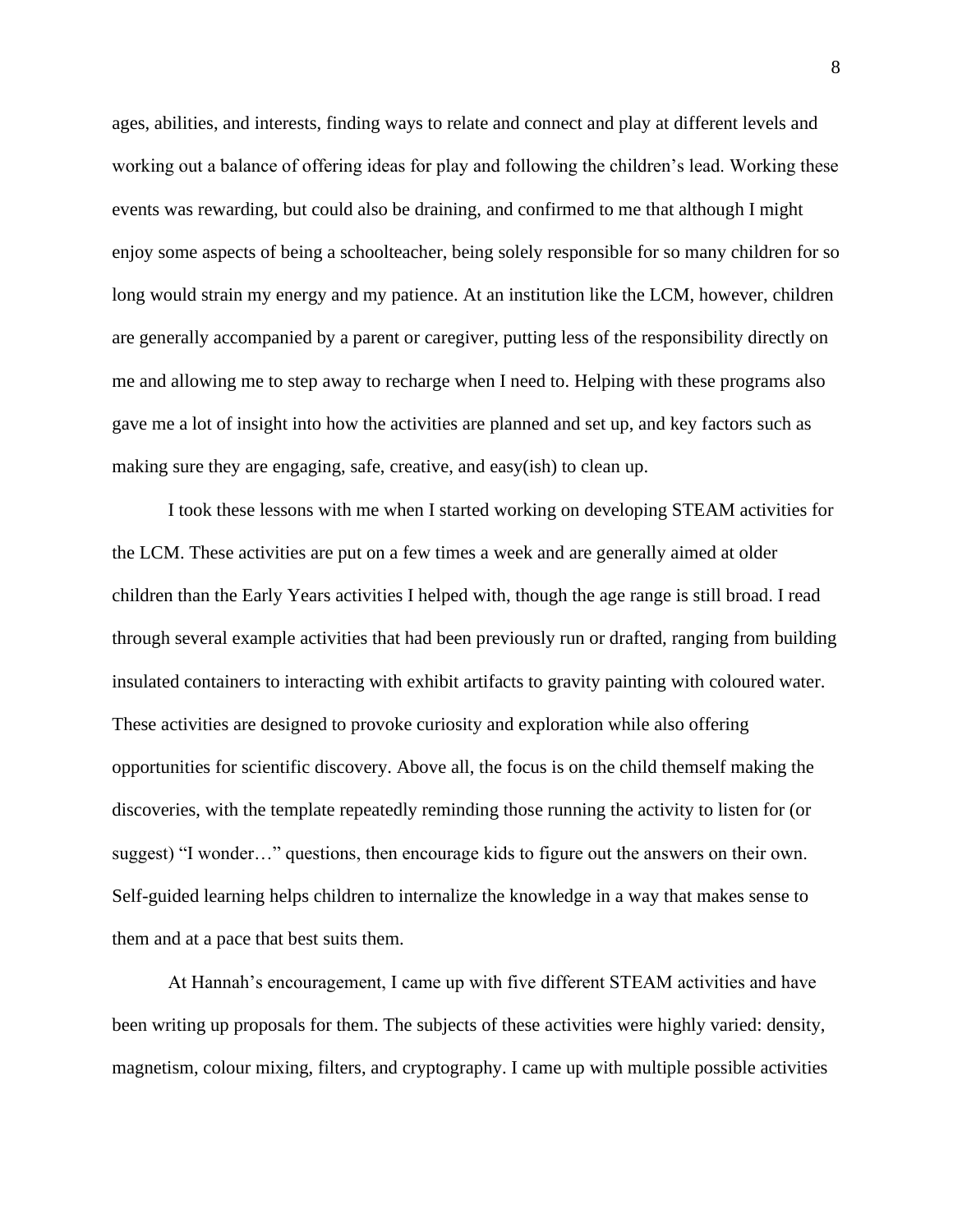ages, abilities, and interests, finding ways to relate and connect and play at different levels and working out a balance of offering ideas for play and following the children's lead. Working these events was rewarding, but could also be draining, and confirmed to me that although I might enjoy some aspects of being a schoolteacher, being solely responsible for so many children for so long would strain my energy and my patience. At an institution like the LCM, however, children are generally accompanied by a parent or caregiver, putting less of the responsibility directly on me and allowing me to step away to recharge when I need to. Helping with these programs also gave me a lot of insight into how the activities are planned and set up, and key factors such as making sure they are engaging, safe, creative, and easy(ish) to clean up.

I took these lessons with me when I started working on developing STEAM activities for the LCM. These activities are put on a few times a week and are generally aimed at older children than the Early Years activities I helped with, though the age range is still broad. I read through several example activities that had been previously run or drafted, ranging from building insulated containers to interacting with exhibit artifacts to gravity painting with coloured water. These activities are designed to provoke curiosity and exploration while also offering opportunities for scientific discovery. Above all, the focus is on the child themself making the discoveries, with the template repeatedly reminding those running the activity to listen for (or suggest) "I wonder…" questions, then encourage kids to figure out the answers on their own. Self-guided learning helps children to internalize the knowledge in a way that makes sense to them and at a pace that best suits them.

At Hannah's encouragement, I came up with five different STEAM activities and have been writing up proposals for them. The subjects of these activities were highly varied: density, magnetism, colour mixing, filters, and cryptography. I came up with multiple possible activities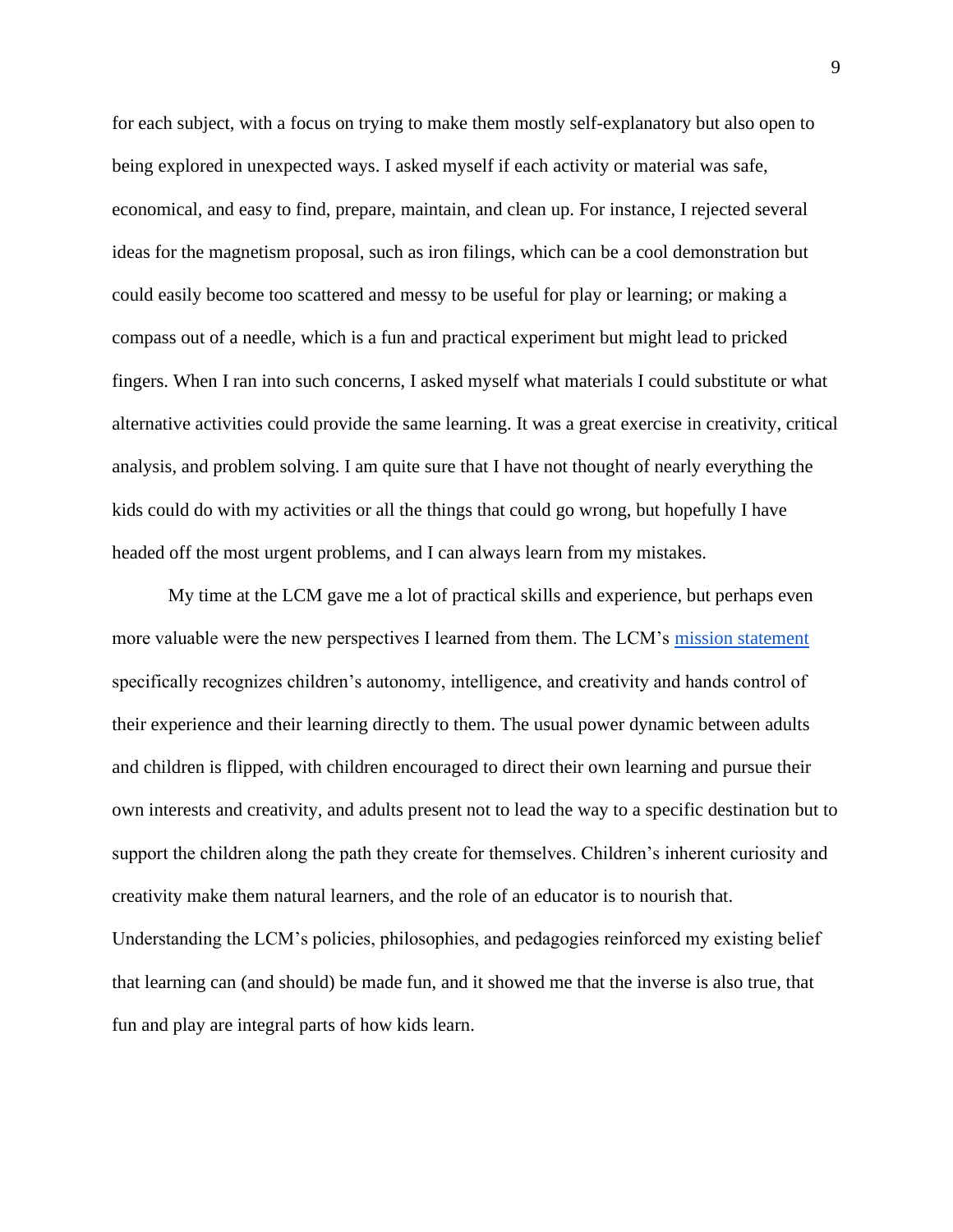for each subject, with a focus on trying to make them mostly self-explanatory but also open to being explored in unexpected ways. I asked myself if each activity or material was safe, economical, and easy to find, prepare, maintain, and clean up. For instance, I rejected several ideas for the magnetism proposal, such as iron filings, which can be a cool demonstration but could easily become too scattered and messy to be useful for play or learning; or making a compass out of a needle, which is a fun and practical experiment but might lead to pricked fingers. When I ran into such concerns, I asked myself what materials I could substitute or what alternative activities could provide the same learning. It was a great exercise in creativity, critical analysis, and problem solving. I am quite sure that I have not thought of nearly everything the kids could do with my activities or all the things that could go wrong, but hopefully I have headed off the most urgent problems, and I can always learn from my mistakes.

My time at the LCM gave me a lot of practical skills and experience, but perhaps even more valuable were the new perspectives I learned from them. The LCM's mission statement specifically recognizes children's autonomy, intelligence, and creativity and hands control of their experience and their learning directly to them. The usual power dynamic between adults and children is flipped, with children encouraged to direct their own learning and pursue their own interests and creativity, and adults present not to lead the way to a specific destination but to support the children along the path they create for themselves. Children's inherent curiosity and creativity make them natural learners, and the role of an educator is to nourish that. Understanding the LCM's policies, philosophies, and pedagogies reinforced my existing belief that learning can (and should) be made fun, and it showed me that the inverse is also true, that fun and play are integral parts of how kids learn.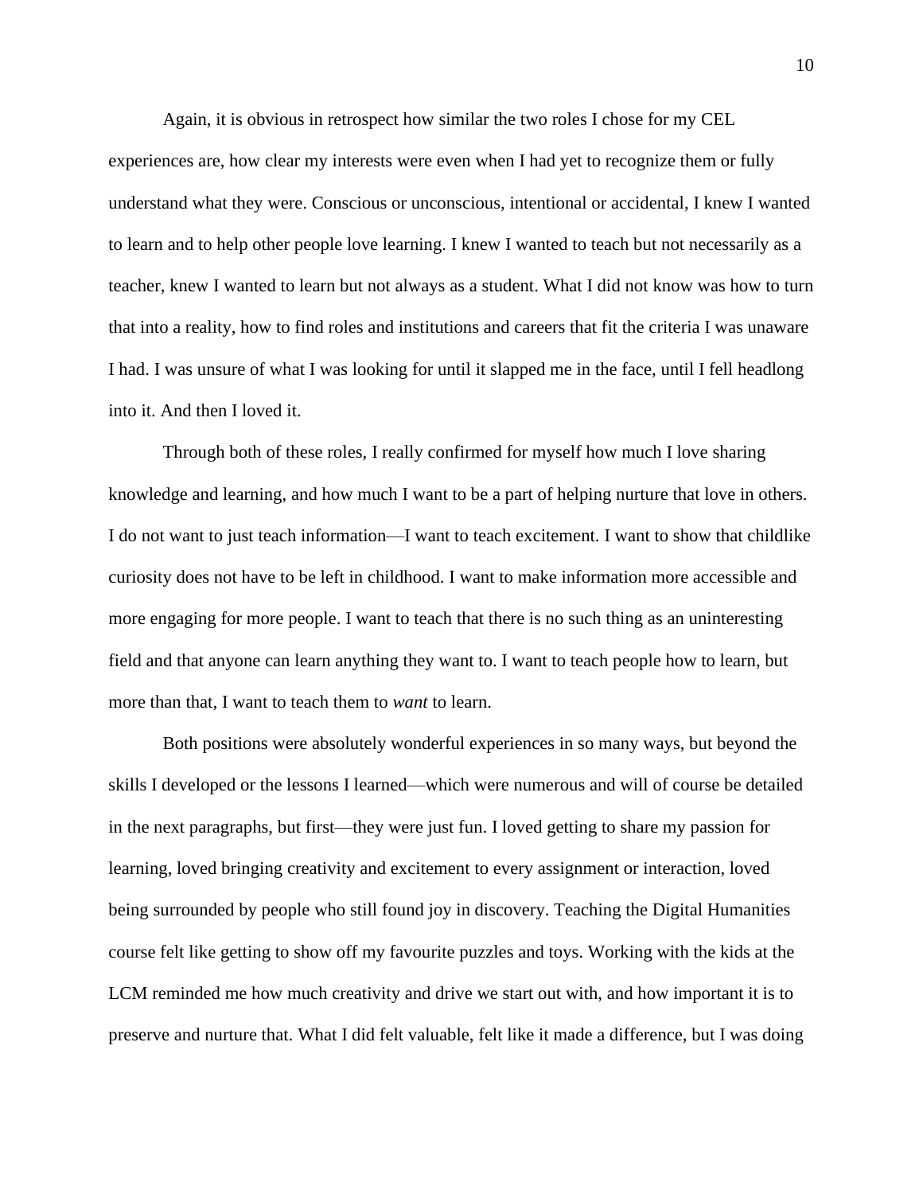Again, it is obvious in retrospect how similar the two roles I chose for my CEL experiences are, how clear my interests were even when I had yet to recognize them or fully understand what they were. Conscious or unconscious, intentional or accidental, I knew I wanted to learn and to help other people love learning. I knew I wanted to teach but not necessarily as a teacher, knew I wanted to learn but not always as a student. What I did not know was how to turn that into a reality, how to find roles and institutions and careers that fit the criteria I was unaware I had. I was unsure of what I was looking for until it slapped me in the face, until I fell headlong into it. And then I loved it.

Through both of these roles, I really confirmed for myself how much I love sharing knowledge and learning, and how much I want to be a part of helping nurture that love in others. I do not want to just teach information—I want to teach excitement. I want to show that childlike curiosity does not have to be left in childhood. I want to make information more accessible and more engaging for more people. I want to teach that there is no such thing as an uninteresting field and that anyone can learn anything they want to. I want to teach people how to learn, but more than that, I want to teach them to *want* to learn.

Both positions were absolutely wonderful experiences in so many ways, but beyond the skills I developed or the lessons I learned—which were numerous and will of course be detailed in the next paragraphs, but first—they were just fun. I loved getting to share my passion for learning, loved bringing creativity and excitement to every assignment or interaction, loved being surrounded by people who still found joy in discovery. Teaching the Digital Humanities course felt like getting to show off my favourite puzzles and toys. Working with the kids at the LCM reminded me how much creativity and drive we start out with, and how important it is to preserve and nurture that. What I did felt valuable, felt like it made a difference, but I was doing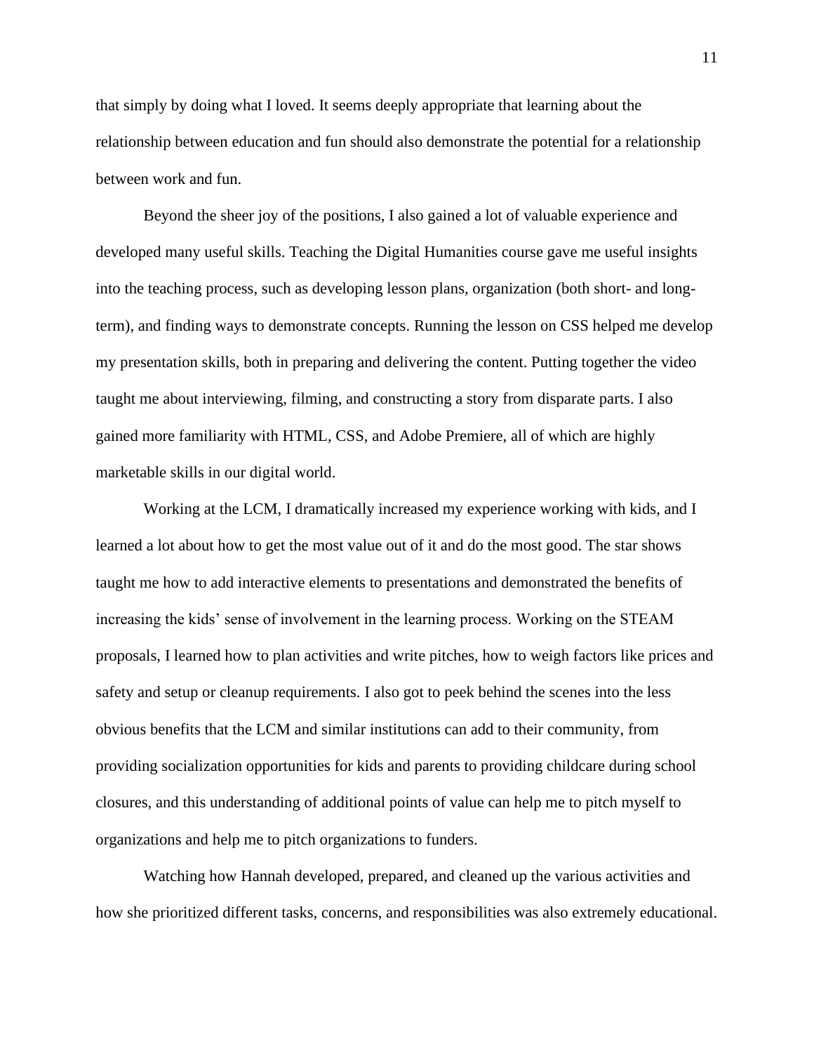that simply by doing what I loved. It seems deeply appropriate that learning about the relationship between education and fun should also demonstrate the potential for a relationship between work and fun.

Beyond the sheer joy of the positions, I also gained a lot of valuable experience and developed many useful skills. Teaching the Digital Humanities course gave me useful insights into the teaching process, such as developing lesson plans, organization (both short- and long-term), and finding ways to demonstrate concepts. Running the lesson on CSS helped me develop my presentation skills, both in preparing and delivering the content. Putting together the video taught me about interviewing, filming, and constructing a story from disparate parts. I also gained more familiarity with HTML, CSS, and Adobe Premiere, all of which are highly marketable skills in our digital world.

Working at the LCM, I dramatically increased my experience working with kids, and I learned a lot about how to get the most value out of it and do the most good. The star shows taught me how to add interactive elements to presentations and demonstrated the benefits of increasing the kids' sense of involvement in the learning process. Working on the STEAM proposals, I learned how to plan activities and write pitches, how to weigh factors like prices and safety and setup or cleanup requirements. I also got to peek behind the scenes into the less obvious benefits that the LCM and similar institutions can add to their community, from providing socialization opportunities for kids and parents to providing childcare during school closures, and this understanding of additional points of value can help me to pitch myself to organizations and help me to pitch organizations to funders.

Watching how Hannah developed, prepared, and cleaned up the various activities and how she prioritized different tasks, concerns, and responsibilities was also extremely educational.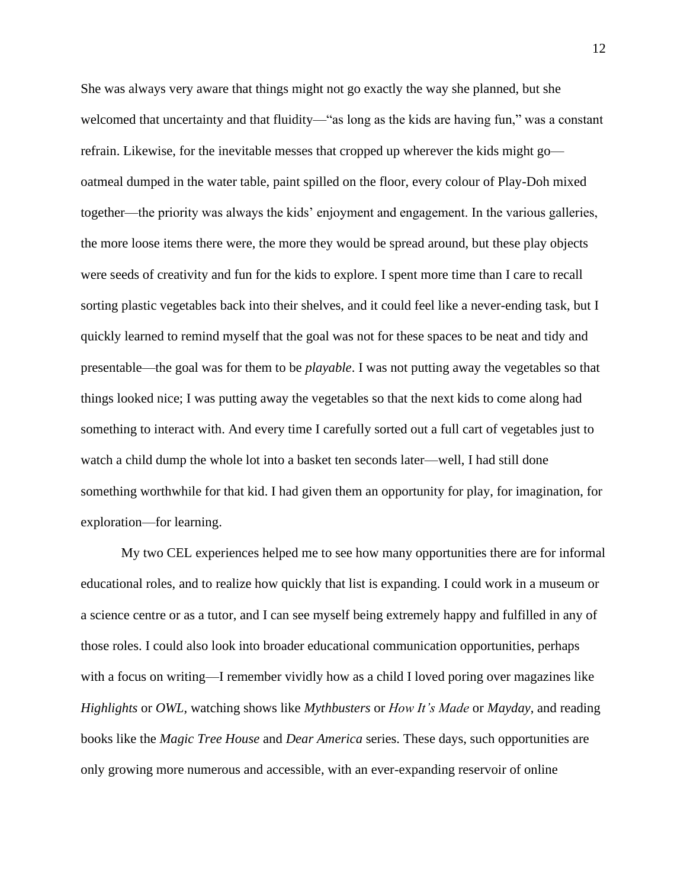She was always very aware that things might not go exactly the way she planned, but she welcomed that uncertainty and that fluidity—"as long as the kids are having fun," was a constant refrain. Likewise, for the inevitable messes that cropped up wherever the kids might go—oatmeal dumped in the water table, paint spilled on the floor, every colour of Play-Doh mixed together—the priority was always the kids' enjoyment and engagement. In the various galleries, the more loose items there were, the more they would be spread around, but these play objects were seeds of creativity and fun for the kids to explore. I spent more time than I care to recall sorting plastic vegetables back into their shelves, and it could feel like a never-ending task, but I quickly learned to remind myself that the goal was not for these spaces to be neat and tidy and presentable—the goal was for them to be *playable*. I was not putting away the vegetables so that things looked nice; I was putting away the vegetables so that the next kids to come along had something to interact with. And every time I carefully sorted out a full cart of vegetables just to watch a child dump the whole lot into a basket ten seconds later—well, I had still done something worthwhile for that kid. I had given them an opportunity for play, for imagination, for exploration—for learning.

My two CEL experiences helped me to see how many opportunities there are for informal educational roles, and to realize how quickly that list is expanding. I could work in a museum or a science centre or as a tutor, and I can see myself being extremely happy and fulfilled in any of those roles. I could also look into broader educational communication opportunities, perhaps with a focus on writing—I remember vividly how as a child I loved poring over magazines like *Highlights* or *OWL*, watching shows like *Mythbusters* or *How It's Made* or *Mayday*, and reading books like the *Magic Tree House* and *Dear America* series. These days, such opportunities are only growing more numerous and accessible, with an ever-expanding reservoir of online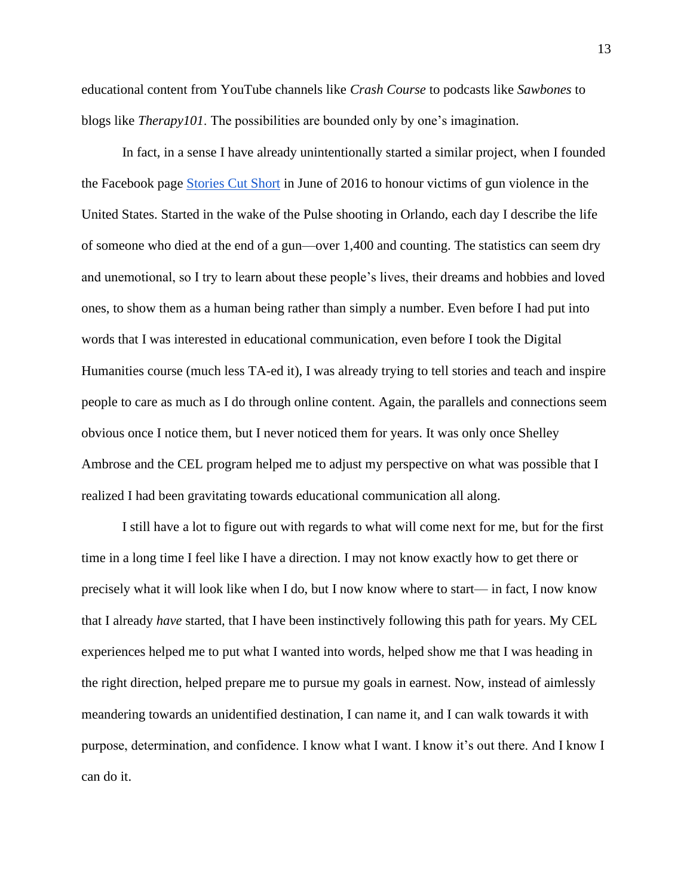educational content from YouTube channels like *Crash Course* to podcasts like *Sawbones* to blogs like *Therapy101*. The possibilities are bounded only by one's imagination.

In fact, in a sense I have already unintentionally started a similar project, when I founded the Facebook page [Stories Cut Short]() in June of 2016 to honour victims of gun violence in the United States. Started in the wake of the Pulse shooting in Orlando, each day I describe the life of someone who died at the end of a gun—over 1,400 and counting. The statistics can seem dry and unemotional, so I try to learn about these people's lives, their dreams and hobbies and loved ones, to show them as a human being rather than simply a number. Even before I had put into words that I was interested in educational communication, even before I took the Digital Humanities course (much less TA-ed it), I was already trying to tell stories and teach and inspire people to care as much as I do through online content. Again, the parallels and connections seem obvious once I notice them, but I never noticed them for years. It was only once Shelley Ambrose and the CEL program helped me to adjust my perspective on what was possible that I realized I had been gravitating towards educational communication all along.

I still have a lot to figure out with regards to what will come next for me, but for the first time in a long time I feel like I have a direction. I may not know exactly how to get there or precisely what it will look like when I do, but I now know where to start— in fact, I now know that I already *have* started, that I have been instinctively following this path for years. My CEL experiences helped me to put what I wanted into words, helped show me that I was heading in the right direction, helped prepare me to pursue my goals in earnest. Now, instead of aimlessly meandering towards an unidentified destination, I can name it, and I can walk towards it with purpose, determination, and confidence. I know what I want. I know it's out there. And I know I can do it.